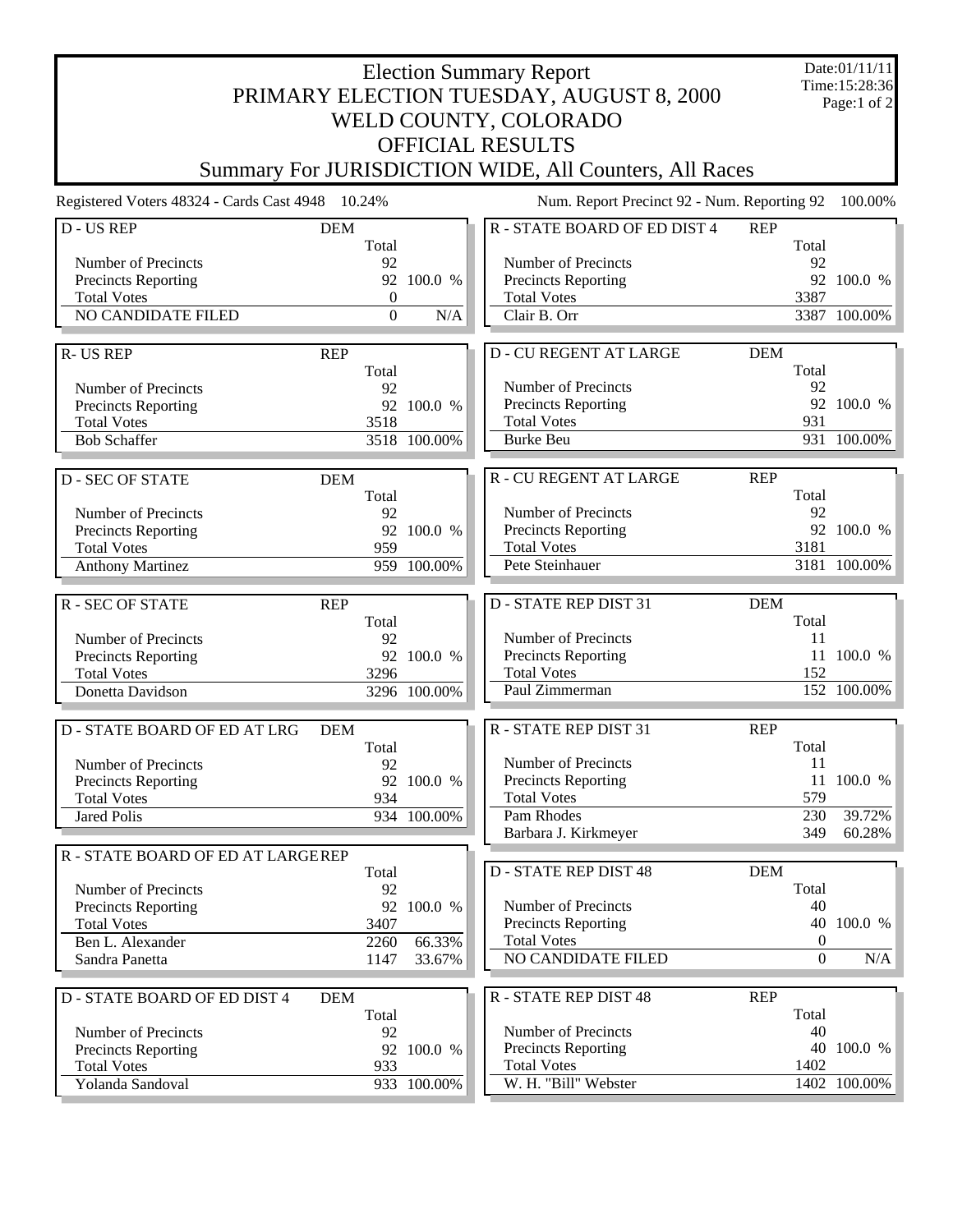# Election Summary Report

## PRIMARY ELECTION TUESDAY, AUGUST 8, 2000
## WELD COUNTY, COLORADO
## OFFICIAL RESULTS
## Summary For JURISDICTION WIDE, All Counters, All Races

Date:01/11/11
Time:15:28:36

Registered Voters 48324 - Cards Cast 4948 10.24%

Num. Report Precinct 92 - Num. Reporting 92 100.00%

| D - US REP | DEM | |
|---|---|---|
| | Total | |
| Number of Precincts | 92 | |
| Precincts Reporting | 92 | 100.0 % |
| Total Votes | 0 | |
| NO CANDIDATE FILED | 0 | N/A |

| R- US REP | REP | |
|---|---|---|
| | Total | |
| Number of Precincts | 92 | |
| Precincts Reporting | 92 | 100.0 % |
| Total Votes | 3518 | |
| Bob Schaffer | 3518 | 100.00% |

| D - SEC OF STATE | DEM | |
|---|---|---|
| | Total | |
| Number of Precincts | 92 | |
| Precincts Reporting | 92 | 100.0 % |
| Total Votes | 959 | |
| Anthony Martinez | 959 | 100.00% |

| R - SEC OF STATE | REP | |
|---|---|---|
| | Total | |
| Number of Precincts | 92 | |
| Precincts Reporting | 92 | 100.0 % |
| Total Votes | 3296 | |
| Donetta Davidson | 3296 | 100.00% |

| D - STATE BOARD OF ED AT LRG | DEM | |
|---|---|---|
| | Total | |
| Number of Precincts | 92 | |
| Precincts Reporting | 92 | 100.0 % |
| Total Votes | 934 | |
| Jared Polis | 934 | 100.00% |

| R - STATE BOARD OF ED AT LARGE | REP | |
|---|---|---|
| | Total | |
| Number of Precincts | 92 | |
| Precincts Reporting | 92 | 100.0 % |
| Total Votes | 3407 | |
| Ben L. Alexander | 2260 | 66.33% |
| Sandra Panetta | 1147 | 33.67% |

| D - STATE BOARD OF ED DIST 4 | DEM | |
|---|---|---|
| | Total | |
| Number of Precincts | 92 | |
| Precincts Reporting | 92 | 100.0 % |
| Total Votes | 933 | |
| Yolanda Sandoval | 933 | 100.00% |

| R - STATE BOARD OF ED DIST 4 | REP | |
|---|---|---|
| | Total | |
| Number of Precincts | 92 | |
| Precincts Reporting | 92 | 100.0 % |
| Total Votes | 3387 | |
| Clair B. Orr | 3387 | 100.00% |

| D - CU REGENT AT LARGE | DEM | |
|---|---|---|
| | Total | |
| Number of Precincts | 92 | |
| Precincts Reporting | 92 | 100.0 % |
| Total Votes | 931 | |
| Burke Beu | 931 | 100.00% |

| R - CU REGENT AT LARGE | REP | |
|---|---|---|
| | Total | |
| Number of Precincts | 92 | |
| Precincts Reporting | 92 | 100.0 % |
| Total Votes | 3181 | |
| Pete Steinhauer | 3181 | 100.00% |

| D - STATE REP DIST 31 | DEM | |
|---|---|---|
| | Total | |
| Number of Precincts | 11 | |
| Precincts Reporting | 11 | 100.0 % |
| Total Votes | 152 | |
| Paul Zimmerman | 152 | 100.00% |

| R - STATE REP DIST 31 | REP | |
|---|---|---|
| | Total | |
| Number of Precincts | 11 | |
| Precincts Reporting | 11 | 100.0 % |
| Total Votes | 579 | |
| Pam Rhodes | 230 | 39.72% |
| Barbara J. Kirkmeyer | 349 | 60.28% |

| D - STATE REP DIST 48 | DEM | |
|---|---|---|
| | Total | |
| Number of Precincts | 40 | |
| Precincts Reporting | 40 | 100.0 % |
| Total Votes | 0 | |
| NO CANDIDATE FILED | 0 | N/A |

| R - STATE REP DIST 48 | REP | |
|---|---|---|
| | Total | |
| Number of Precincts | 40 | |
| Precincts Reporting | 40 | 100.0 % |
| Total Votes | 1402 | |
| W. H. "Bill" Webster | 1402 | 100.00% |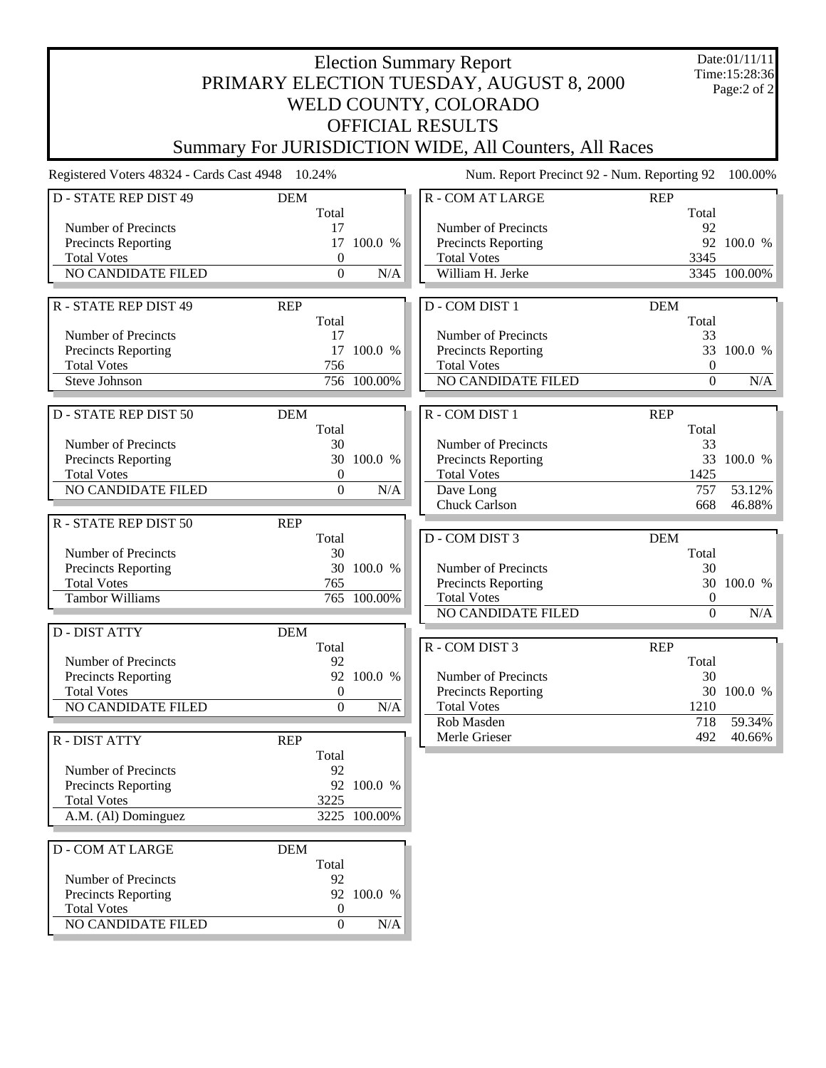# Election Summary Report

## PRIMARY ELECTION TUESDAY, AUGUST 8, 2000
## WELD COUNTY, COLORADO
## OFFICIAL RESULTS
## Summary For JURISDICTION WIDE, All Counters, All Races

Date:01/11/11
Time:15:28:36

Registered Voters 48324 - Cards Cast 4948 10.24%

Num. Report Precinct 92 - Num. Reporting 92 100.00%

| D - STATE REP DIST 49 | DEM | |
|---|---|---|
| | Total | |
| Number of Precincts | 17 | |
| Precincts Reporting | 17 | 100.0 % |
| Total Votes | 0 | |
| NO CANDIDATE FILED | 0 | N/A |

| R - STATE REP DIST 49 | REP | |
|---|---|---|
| | Total | |
| Number of Precincts | 17 | |
| Precincts Reporting | 17 | 100.0 % |
| Total Votes | 756 | |
| Steve Johnson | 756 | 100.00% |

| D - STATE REP DIST 50 | DEM | |
|---|---|---|
| | Total | |
| Number of Precincts | 30 | |
| Precincts Reporting | 30 | 100.0 % |
| Total Votes | 0 | |
| NO CANDIDATE FILED | 0 | N/A |

| R - STATE REP DIST 50 | REP | |
|---|---|---|
| | Total | |
| Number of Precincts | 30 | |
| Precincts Reporting | 30 | 100.0 % |
| Total Votes | 765 | |
| Tambor Williams | 765 | 100.00% |

| D - DIST ATTY | DEM | |
|---|---|---|
| | Total | |
| Number of Precincts | 92 | |
| Precincts Reporting | 92 | 100.0 % |
| Total Votes | 0 | |
| NO CANDIDATE FILED | 0 | N/A |

| R - DIST ATTY | REP | |
|---|---|---|
| | Total | |
| Number of Precincts | 92 | |
| Precincts Reporting | 92 | 100.0 % |
| Total Votes | 3225 | |
| A.M. (Al) Dominguez | 3225 | 100.00% |

| D - COM AT LARGE | DEM | |
|---|---|---|
| | Total | |
| Number of Precincts | 92 | |
| Precincts Reporting | 92 | 100.0 % |
| Total Votes | 0 | |
| NO CANDIDATE FILED | 0 | N/A |

| R - COM AT LARGE | REP | |
|---|---|---|
| | Total | |
| Number of Precincts | 92 | |
| Precincts Reporting | 92 | 100.0 % |
| Total Votes | 3345 | |
| William H. Jerke | 3345 | 100.00% |

| D - COM DIST 1 | DEM | |
|---|---|---|
| | Total | |
| Number of Precincts | 33 | |
| Precincts Reporting | 33 | 100.0 % |
| Total Votes | 0 | |
| NO CANDIDATE FILED | 0 | N/A |

| R - COM DIST 1 | REP | |
|---|---|---|
| | Total | |
| Number of Precincts | 33 | |
| Precincts Reporting | 33 | 100.0 % |
| Total Votes | 1425 | |
| Dave Long | 757 | 53.12% |
| Chuck Carlson | 668 | 46.88% |

| D - COM DIST 3 | DEM | |
|---|---|---|
| | Total | |
| Number of Precincts | 30 | |
| Precincts Reporting | 30 | 100.0 % |
| Total Votes | 0 | |
| NO CANDIDATE FILED | 0 | N/A |

| R - COM DIST 3 | REP | |
|---|---|---|
| | Total | |
| Number of Precincts | 30 | |
| Precincts Reporting | 30 | 100.0 % |
| Total Votes | 1210 | |
| Rob Masden | 718 | 59.34% |
| Merle Grieser | 492 | 40.66% |